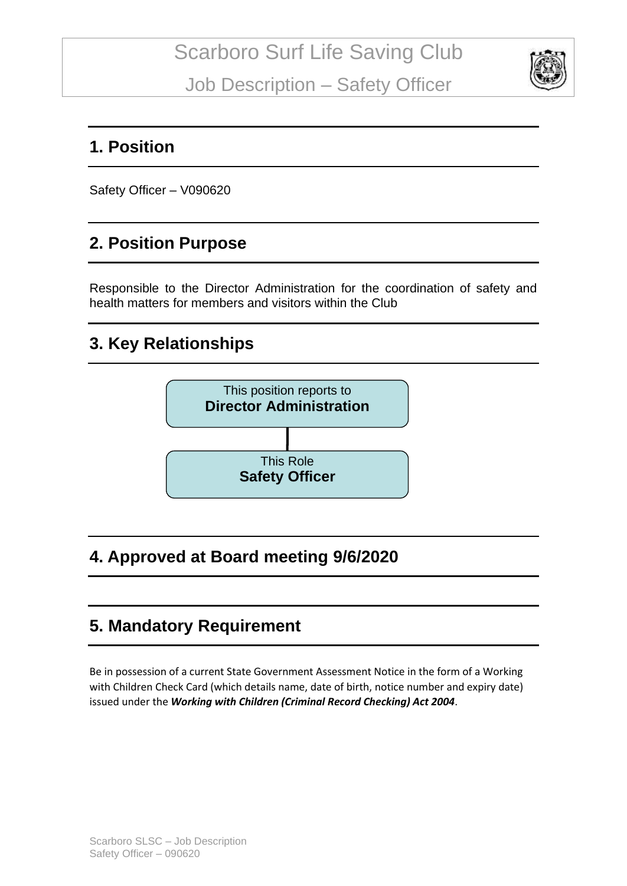# Scarboro Surf Life Saving Club

Job Description – Safety Officer

## 1. Position

Safety Officer – V090620

## 2. Position Purpose

Responsible to the Director Administration for the coordination of safety and health matters for members and visitors within the Club

## 3. Key Relationships

This position reports to
**Director Administration**

This Role
**Safety Officer**

## 4. Approved at Board meeting 9/6/2020

## 5. Mandatory Requirement

Be in possession of a current State Government Assessment Notice in the form of a Working with Children Check Card (which details name, date of birth, notice number and expiry date) issued under the ***Working with Children (Criminal Record Checking) Act 2004***.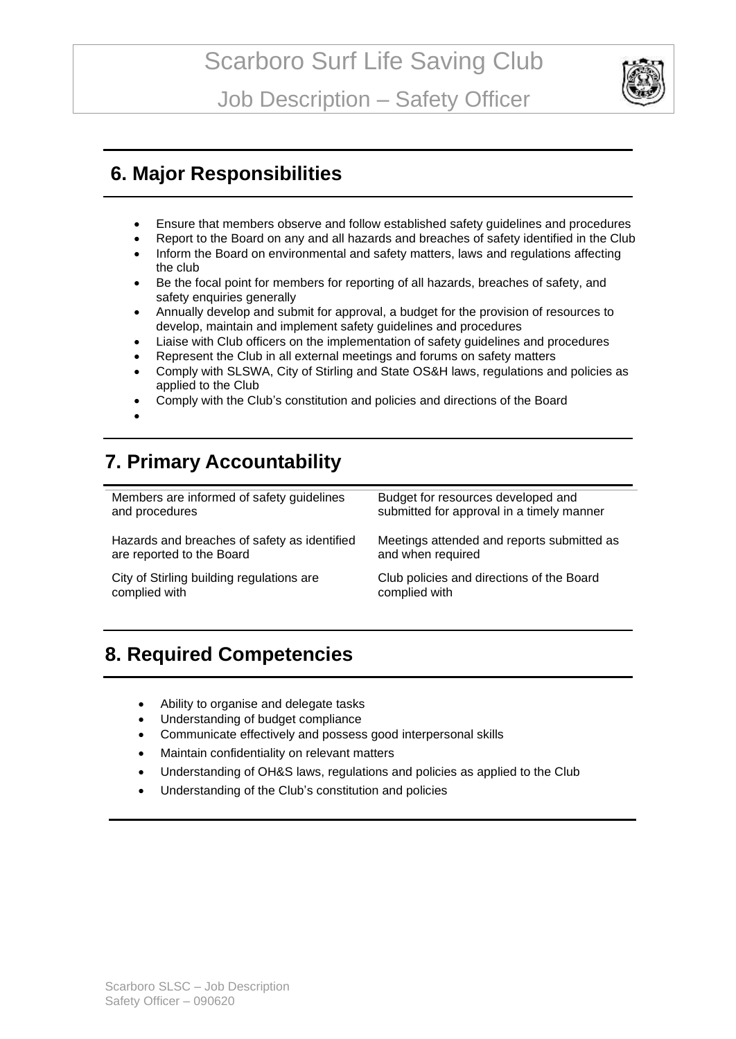## 6. Major Responsibilities

- Ensure that members observe and follow established safety guidelines and procedures
- Report to the Board on any and all hazards and breaches of safety identified in the Club
- Inform the Board on environmental and safety matters, laws and regulations affecting the club
- Be the focal point for members for reporting of all hazards, breaches of safety, and safety enquiries generally
- Annually develop and submit for approval, a budget for the provision of resources to develop, maintain and implement safety guidelines and procedures
- Liaise with Club officers on the implementation of safety guidelines and procedures
- Represent the Club in all external meetings and forums on safety matters
- Comply with SLSWA, City of Stirling and State OS&H laws, regulations and policies as applied to the Club
- Comply with the Club's constitution and policies and directions of the Board

## 7. Primary Accountability

| | |
|---|---|
| Members are informed of safety guidelines and procedures | Budget for resources developed and submitted for approval in a timely manner |
| Hazards and breaches of safety as identified are reported to the Board | Meetings attended and reports submitted as and when required |
| City of Stirling building regulations are complied with | Club policies and directions of the Board complied with |

## 8. Required Competencies

- Ability to organise and delegate tasks
- Understanding of budget compliance
- Communicate effectively and possess good interpersonal skills
- Maintain confidentiality on relevant matters
- Understanding of OH&S laws, regulations and policies as applied to the Club
- Understanding of the Club's constitution and policies